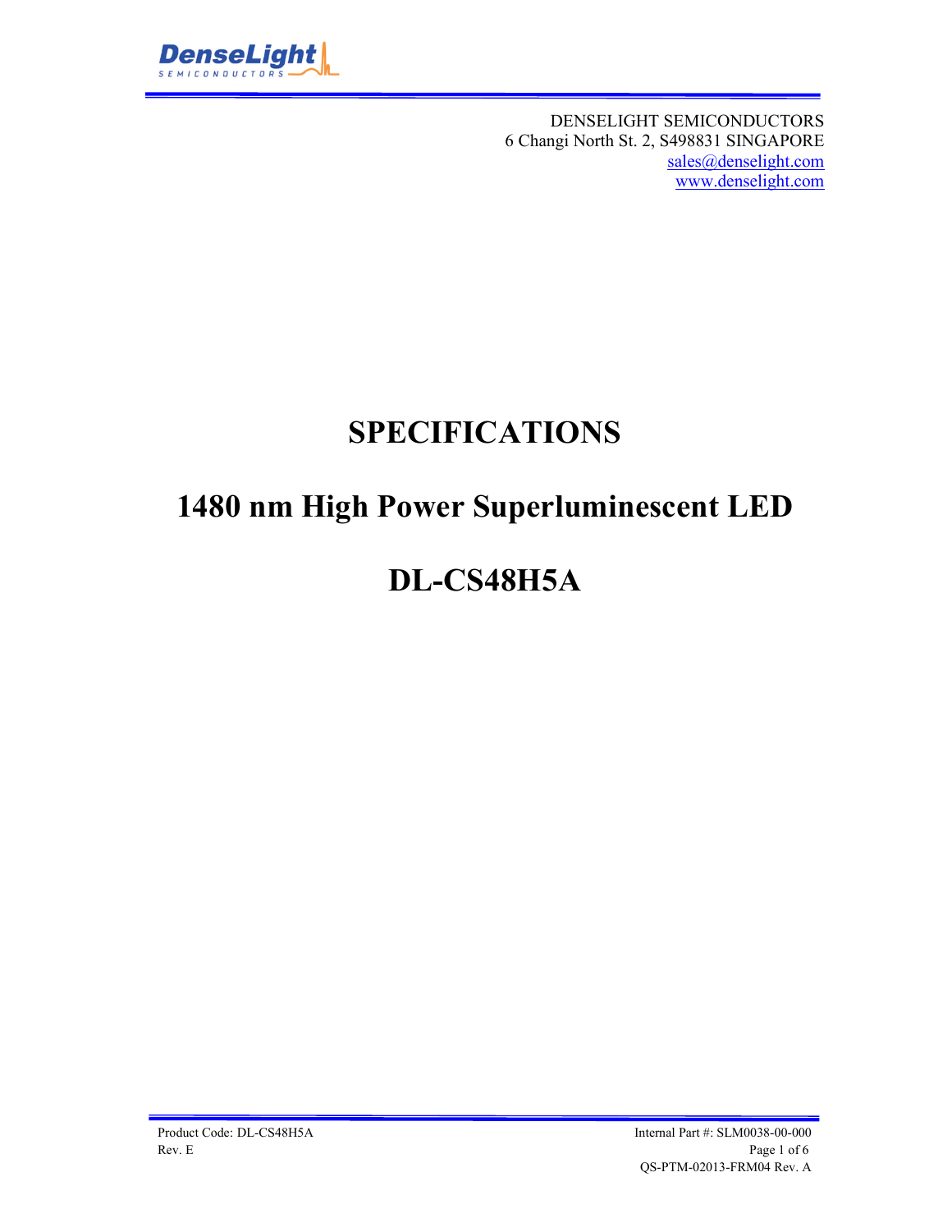DENSELIGHT SEMICONDUCTORS
6 Changi North St. 2, S498831 SINGAPORE
sales@denselight.com
www.denselight.com

# SPECIFICATIONS

# 1480 nm High Power Superluminescent LED

# DL-CS48H5A

Product Code: DL-CS48H5A
Rev. E

Internal Part #: SLM0038-00-000

QS-PTM-02013-FRM04 Rev. A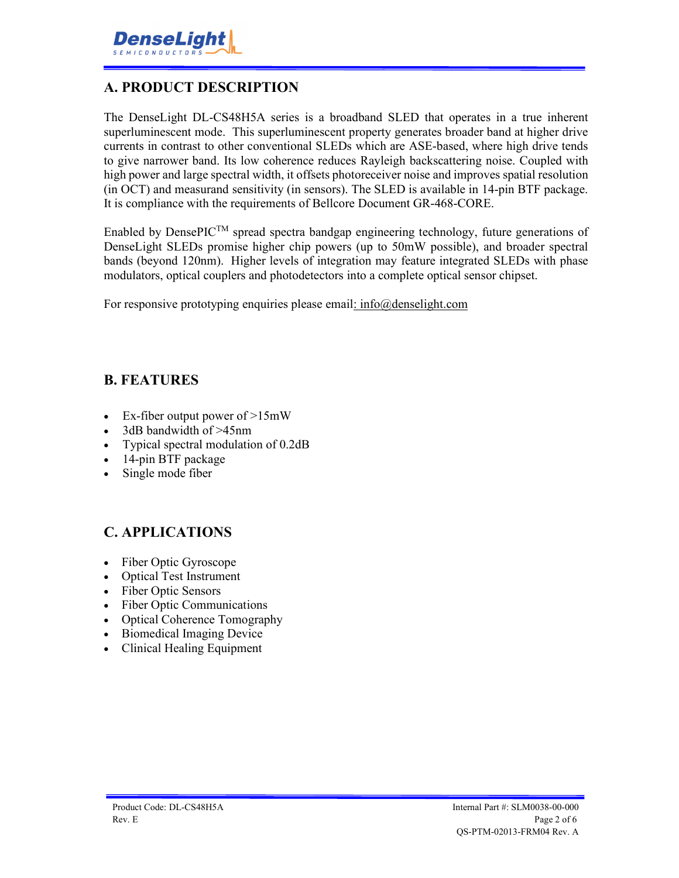## A. PRODUCT DESCRIPTION

The DenseLight DL-CS48H5A series is a broadband SLED that operates in a true inherent superluminescent mode. This superluminescent property generates broader band at higher drive currents in contrast to other conventional SLEDs which are ASE-based, where high drive tends to give narrower band. Its low coherence reduces Rayleigh backscattering noise. Coupled with high power and large spectral width, it offsets photoreceiver noise and improves spatial resolution (in OCT) and measurand sensitivity (in sensors). The SLED is available in 14-pin BTF package. It is compliance with the requirements of Bellcore Document GR-468-CORE.

Enabled by DensePIC™ spread spectra bandgap engineering technology, future generations of DenseLight SLEDs promise higher chip powers (up to 50mW possible), and broader spectral bands (beyond 120nm). Higher levels of integration may feature integrated SLEDs with phase modulators, optical couplers and photodetectors into a complete optical sensor chipset.

For responsive prototyping enquiries please email: info@denselight.com

## B. FEATURES

- Ex-fiber output power of >15mW
- 3dB bandwidth of >45nm
- Typical spectral modulation of 0.2dB
- 14-pin BTF package
- Single mode fiber

## C. APPLICATIONS

- Fiber Optic Gyroscope
- Optical Test Instrument
- Fiber Optic Sensors
- Fiber Optic Communications
- Optical Coherence Tomography
- Biomedical Imaging Device
- Clinical Healing Equipment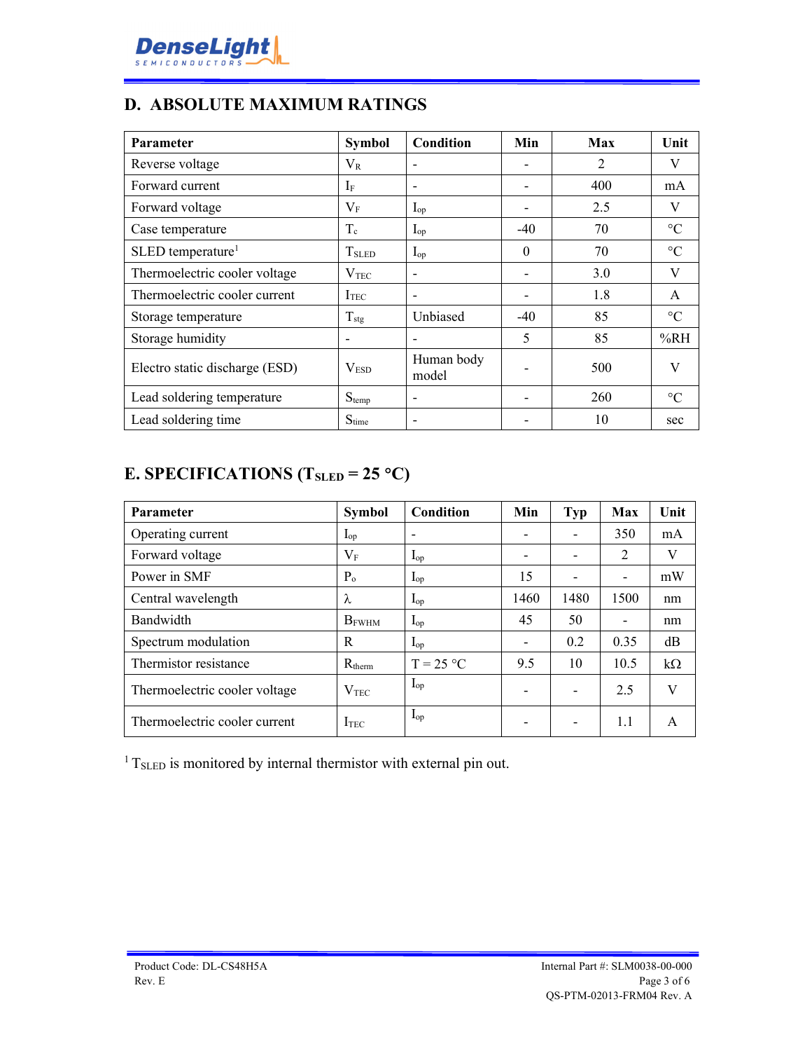## D. ABSOLUTE MAXIMUM RATINGS

| Parameter | Symbol | Condition | Min | Max | Unit |
|---|---|---|---|---|---|
| Reverse voltage | $V_R$ | - | - | 2 | V |
| Forward current | $I_F$ | - | - | 400 | mA |
| Forward voltage | $V_F$ | $I_{op}$ | - | 2.5 | V |
| Case temperature | $T_c$ | $I_{op}$ | -40 | 70 | °C |
| SLED temperature[1] | $T_{SLED}$ | $I_{op}$ | 0 | 70 | °C |
| Thermoelectric cooler voltage | $V_{TEC}$ | - | - | 3.0 | V |
| Thermoelectric cooler current | $I_{TEC}$ | - | - | 1.8 | A |
| Storage temperature | $T_{stg}$ | Unbiased | -40 | 85 | °C |
| Storage humidity | - | - | 5 | 85 | %RH |
| Electro static discharge (ESD) | $V_{ESD}$ | Human body model | - | 500 | V |
| Lead soldering temperature | $S_{temp}$ | - | - | 260 | °C |
| Lead soldering time | $S_{time}$ | - | - | 10 | sec |

## E. SPECIFICATIONS ($T_{SLED}$ = 25 °C)

| Parameter | Symbol | Condition | Min | Typ | Max | Unit |
|---|---|---|---|---|---|---|
| Operating current | $I_{op}$ | - | - | - | 350 | mA |
| Forward voltage | $V_F$ | $I_{op}$ | - | - | 2 | V |
| Power in SMF | $P_o$ | $I_{op}$ | 15 | - | - | mW |
| Central wavelength | $\lambda$ | $I_{op}$ | 1460 | 1480 | 1500 | nm |
| Bandwidth | $B_{FWHM}$ | $I_{op}$ | 45 | 50 | - | nm |
| Spectrum modulation | R | $I_{op}$ | - | 0.2 | 0.35 | dB |
| Thermistor resistance | $R_{therm}$ | T = 25 °C | 9.5 | 10 | 10.5 | kΩ |
| Thermoelectric cooler voltage | $V_{TEC}$ | $I_{op}$ | - | - | 2.5 | V |
| Thermoelectric cooler current | $I_{TEC}$ | $I_{op}$ | - | - | 1.1 | A |

[1] $T_{SLED}$ is monitored by internal thermistor with external pin out.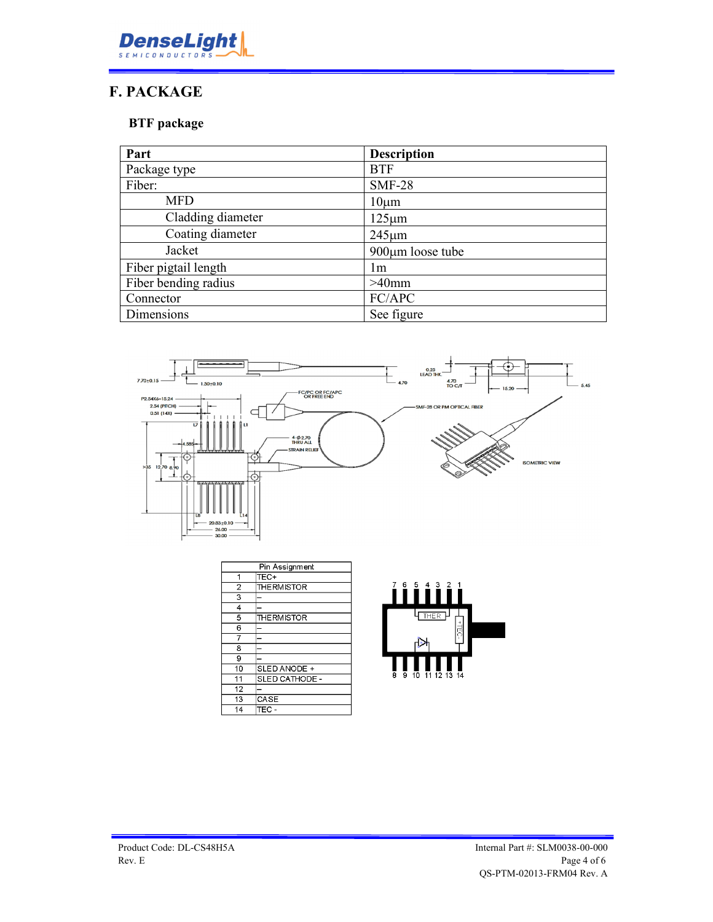# F. PACKAGE

## BTF package

| Part | Description |
|---|---|
| Package type | BTF |
| Fiber: | SMF-28 |
| MFD | 10µm |
| Cladding diameter | 125µm |
| Coating diameter | 245µm |
| Jacket | 900µm loose tube |
| Fiber pigtail length | 1m |
| Fiber bending radius | >40mm |
| Connector | FC/APC |
| Dimensions | See figure |

| Pin Assignment | |
|---|---|
| 1 | TEC+ |
| 2 | THERMISTOR |
| 3 | – |
| 4 | – |
| 5 | THERMISTOR |
| 6 | – |
| 7 | – |
| 8 | – |
| 9 | – |
| 10 | SLED ANODE + |
| 11 | SLED CATHODE - |
| 12 | – |
| 13 | CASE |
| 14 | TEC - |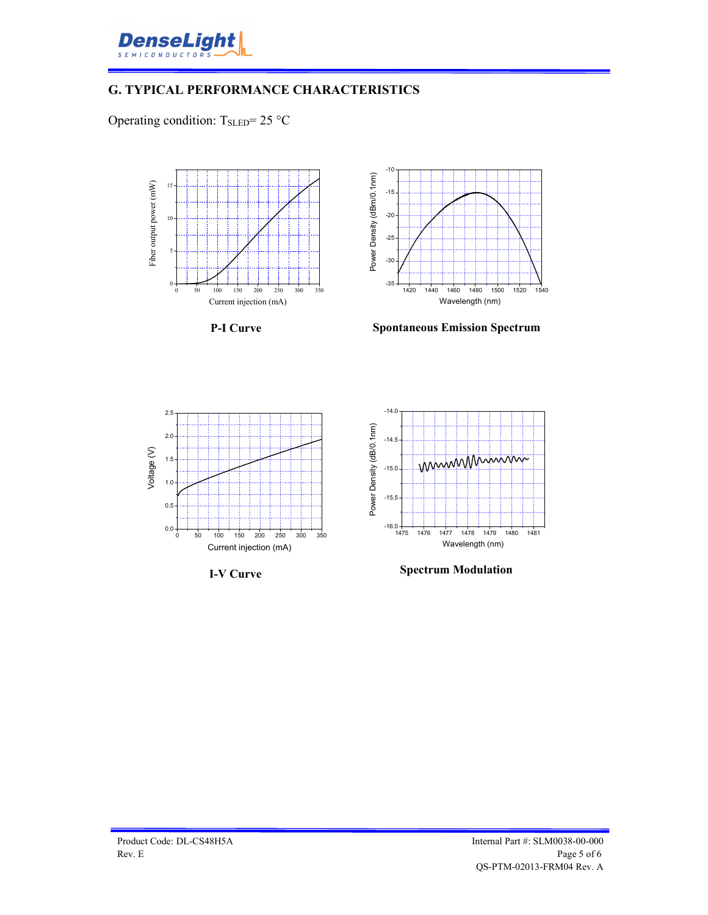## G. TYPICAL PERFORMANCE CHARACTERISTICS

Operating condition: $T_{SLED}$= 25 °C

**P-I Curve**

**Spontaneous Emission Spectrum**

**I-V Curve**

**Spectrum Modulation**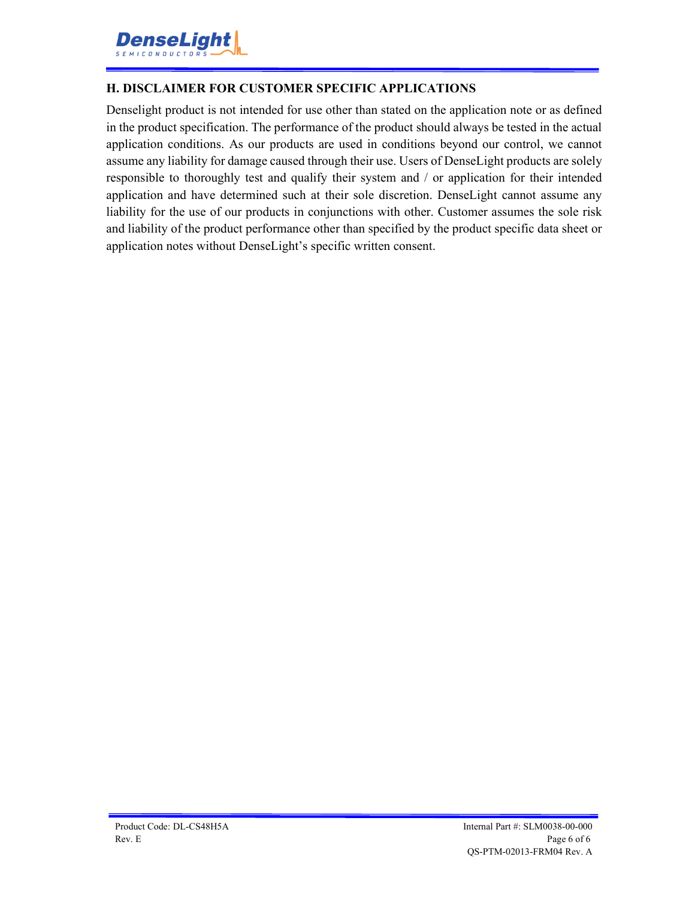## H. DISCLAIMER FOR CUSTOMER SPECIFIC APPLICATIONS

Denselight product is not intended for use other than stated on the application note or as defined in the product specification. The performance of the product should always be tested in the actual application conditions. As our products are used in conditions beyond our control, we cannot assume any liability for damage caused through their use. Users of DenseLight products are solely responsible to thoroughly test and qualify their system and / or application for their intended application and have determined such at their sole discretion. DenseLight cannot assume any liability for the use of our products in conjunctions with other. Customer assumes the sole risk and liability of the product performance other than specified by the product specific data sheet or application notes without DenseLight's specific written consent.